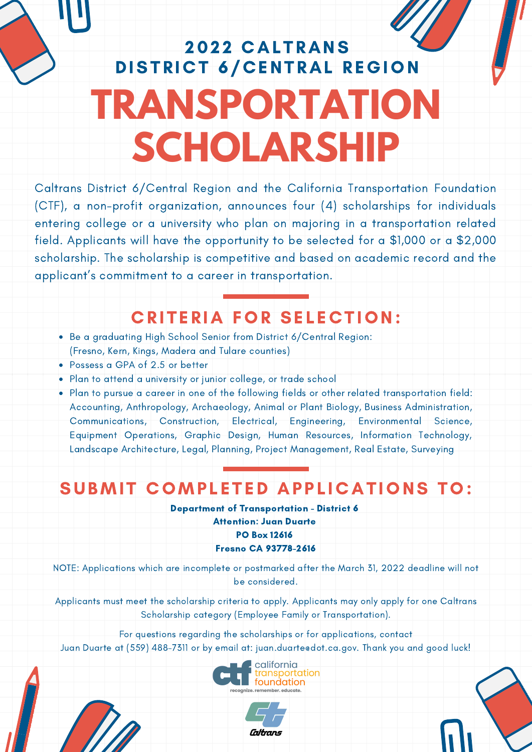## 2022 CALTRANS DISTRICT 6/CENTRAL REGION

# TRANSPORTATION SCHOLARSHIP

Caltrans District 6/Central Region and the California Transportation Foundation (CTF), a non-profit organization, announces four (4) scholarships for individuals entering college or a university who plan on majoring in a transportation related field. Applicants will have the opportunity to be selected for a $1,000 or a $2,000 scholarship. The scholarship is competitive and based on academic record and the applicant's commitment to a career in transportation.

## CRITERIA FOR SELECTION:

- Be a graduating High School Senior from District 6/Central Region: (Fresno, Kern, Kings, Madera and Tulare counties)
- Possess a GPA of 2.5 or better
- Plan to attend a university or junior college, or trade school
- Plan to pursue a career in one of the following fields or other related transportation field: Accounting, Anthropology, Archaeology, Animal or Plant Biology, Business Administration, Communications, Construction, Electrical, Engineering, Environmental Science, Equipment Operations, Graphic Design, Human Resources, Information Technology, Landscape Architecture, Legal, Planning, Project Management, Real Estate, Surveying

## SUBMIT COMPLETED APPLICATIONS TO:

**Department of Transportation - District 6**
**Attention: Juan Duarte**
**PO Box 12616**
**Fresno CA 93778-2616**

NOTE: Applications which are incomplete or postmarked after the March 31, 2022 deadline will not be considered.

Applicants must meet the scholarship criteria to apply. Applicants may only apply for one Caltrans Scholarship category (Employee Family or Transportation).

For questions regarding the scholarships or for applications, contact Juan Duarte at (559) 488-7311 or by email at: juan.duarte@dot.ca.gov. Thank you and good luck!

ctf california transportation foundation
recognize. remember. educate.

Caltrans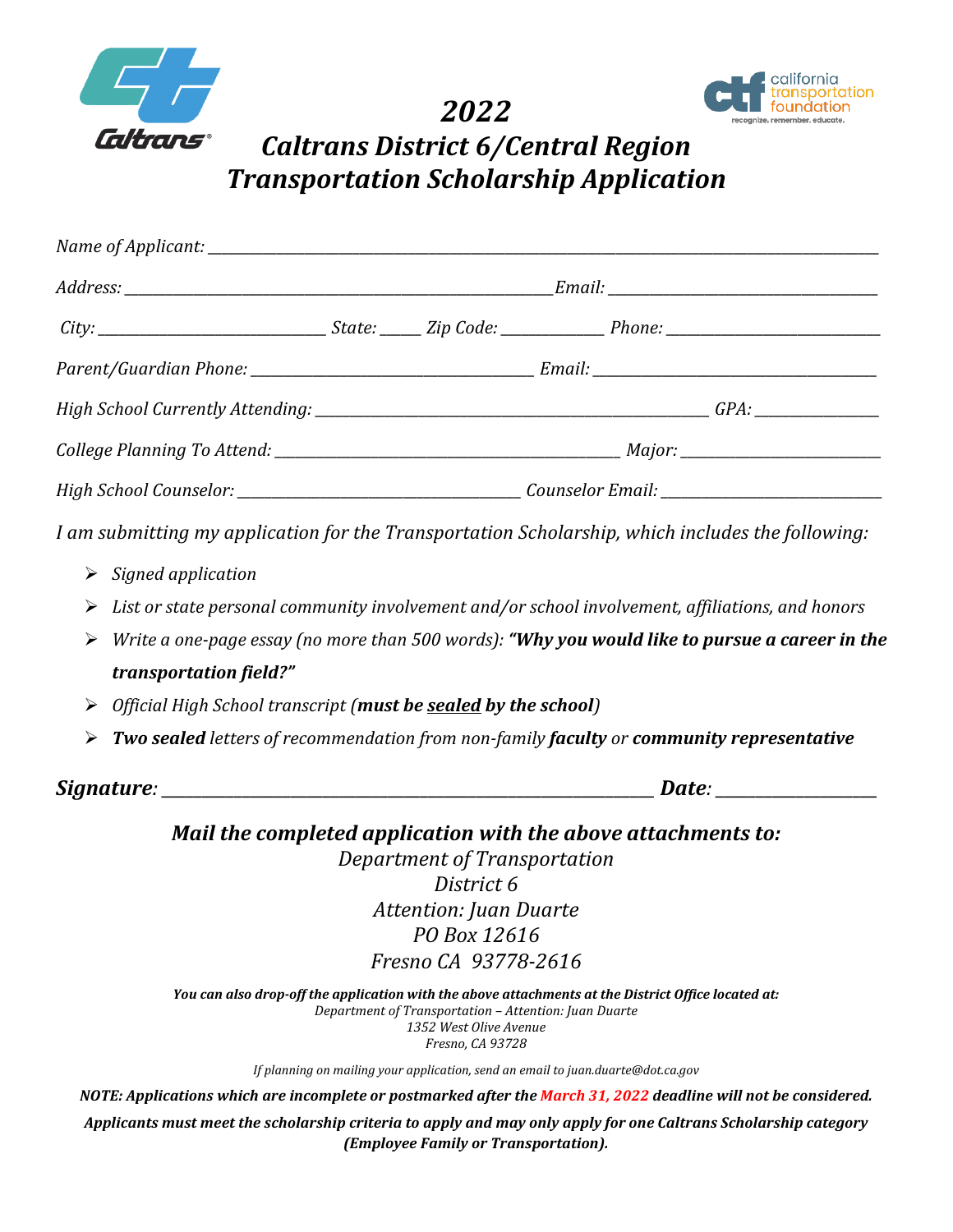# *2022*
# *Caltrans District 6/Central Region Transportation Scholarship Application*

*Name of Applicant:* ______________________________________________

*Address:* ______________________________ *Email:* ______________________

*City:* ________________ *State:* _____ *Zip Code:* _________ *Phone:* ________________

*Parent/Guardian Phone:* ____________________ *Email:* ____________________

*High School Currently Attending:* ______________________________ *GPA:* __________

*College Planning To Attend:* __________________________ *Major:* ________________

*High School Counselor:* ____________________ *Counselor Email:* ________________

*I am submitting my application for the Transportation Scholarship, which includes the following:*

- *Signed application*
- *List or state personal community involvement and/or school involvement, affiliations, and honors*
- *Write a one-page essay (no more than 500 words):* ***"Why you would like to pursue a career in the transportation field?"***
- *Official High School transcript (**must be sealed by the school**)*
- ***Two sealed** letters of recommendation from non-family **faculty** or **community representative***

***Signature**:* ________________________________________ ***Date**:* ____________

***Mail the completed application with the above attachments to:***

*Department of Transportation*
*District 6*
*Attention: Juan Duarte*
*PO Box 12616*
*Fresno CA 93778-2616*

***You can also drop-off the application with the above attachments at the District Office located at:***
*Department of Transportation – Attention: Juan Duarte*
*1352 West Olive Avenue*
*Fresno, CA 93728*

*If planning on mailing your application, send an email to juan.duarte@dot.ca.gov*

***NOTE: Applications which are incomplete or postmarked after the March 31, 2022 deadline will not be considered.***

***Applicants must meet the scholarship criteria to apply and may only apply for one Caltrans Scholarship category (Employee Family or Transportation).***